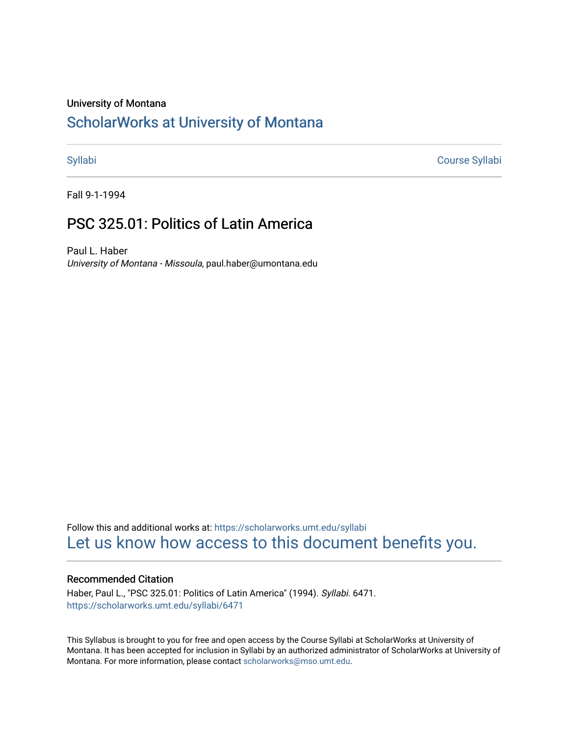University of Montana

# ScholarWorks at University of Montana

Syllabi | Course Syllabi

Fall 9-1-1994

## PSC 325.01: Politics of Latin America

Paul L. Haber
*University of Montana - Missoula*, paul.haber@umontana.edu

Follow this and additional works at: https://scholarworks.umt.edu/syllabi
Let us know how access to this document benefits you.

### Recommended Citation

Haber, Paul L., "PSC 325.01: Politics of Latin America" (1994). *Syllabi*. 6471.
https://scholarworks.umt.edu/syllabi/6471

This Syllabus is brought to you for free and open access by the Course Syllabi at ScholarWorks at University of Montana. It has been accepted for inclusion in Syllabi by an authorized administrator of ScholarWorks at University of Montana. For more information, please contact scholarworks@mso.umt.edu.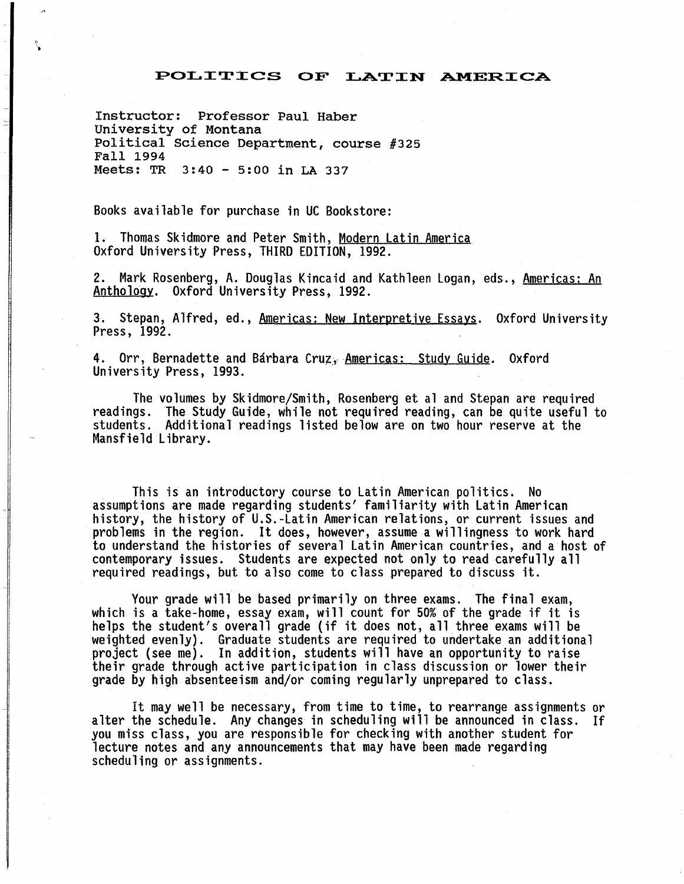# POLITICS OF LATIN AMERICA

Instructor: Professor Paul Haber
University of Montana
Political Science Department, course #325
Fall 1994
Meets: TR 3:40 - 5:00 in LA 337

Books available for purchase in UC Bookstore:

1. Thomas Skidmore and Peter Smith, Modern Latin America
Oxford University Press, THIRD EDITION, 1992.

2. Mark Rosenberg, A. Douglas Kincaid and Kathleen Logan, eds., Americas: An Anthology. Oxford University Press, 1992.

3. Stepan, Alfred, ed., Americas: New Interpretive Essays. Oxford University Press, 1992.

4. Orr, Bernadette and Bárbara Cruz, Americas: Study Guide. Oxford University Press, 1993.

The volumes by Skidmore/Smith, Rosenberg et al and Stepan are required readings. The Study Guide, while not required reading, can be quite useful to students. Additional readings listed below are on two hour reserve at the Mansfield Library.

This is an introductory course to Latin American politics. No assumptions are made regarding students' familiarity with Latin American history, the history of U.S.-Latin American relations, or current issues and problems in the region. It does, however, assume a willingness to work hard to understand the histories of several Latin American countries, and a host of contemporary issues. Students are expected not only to read carefully all required readings, but to also come to class prepared to discuss it.

Your grade will be based primarily on three exams. The final exam, which is a take-home, essay exam, will count for 50% of the grade if it is helps the student's overall grade (if it does not, all three exams will be weighted evenly). Graduate students are required to undertake an additional project (see me). In addition, students will have an opportunity to raise their grade through active participation in class discussion or lower their grade by high absenteeism and/or coming regularly unprepared to class.

It may well be necessary, from time to time, to rearrange assignments or alter the schedule. Any changes in scheduling will be announced in class. If you miss class, you are responsible for checking with another student for lecture notes and any announcements that may have been made regarding scheduling or assignments.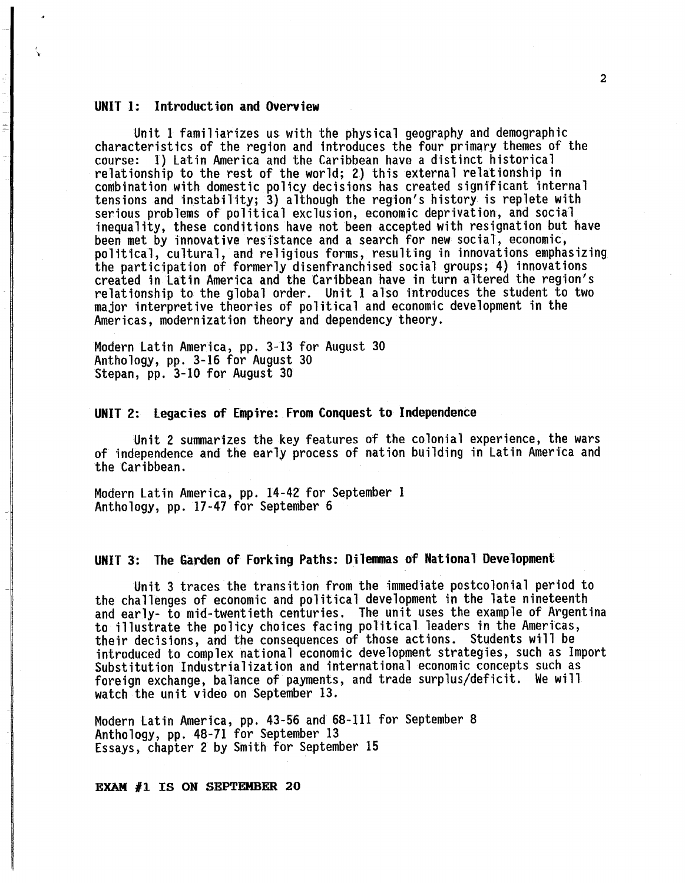## UNIT 1: Introduction and Overview

Unit 1 familiarizes us with the physical geography and demographic characteristics of the region and introduces the four primary themes of the course: 1) Latin America and the Caribbean have a distinct historical relationship to the rest of the world; 2) this external relationship in combination with domestic policy decisions has created significant internal tensions and instability; 3) although the region's history is replete with serious problems of political exclusion, economic deprivation, and social inequality, these conditions have not been accepted with resignation but have been met by innovative resistance and a search for new social, economic, political, cultural, and religious forms, resulting in innovations emphasizing the participation of formerly disenfranchised social groups; 4) innovations created in Latin America and the Caribbean have in turn altered the region's relationship to the global order. Unit 1 also introduces the student to two major interpretive theories of political and economic development in the Americas, modernization theory and dependency theory.

Modern Latin America, pp. 3-13 for August 30
Anthology, pp. 3-16 for August 30
Stepan, pp. 3-10 for August 30

## UNIT 2: Legacies of Empire: From Conquest to Independence

Unit 2 summarizes the key features of the colonial experience, the wars of independence and the early process of nation building in Latin America and the Caribbean.

Modern Latin America, pp. 14-42 for September 1
Anthology, pp. 17-47 for September 6

## UNIT 3: The Garden of Forking Paths: Dilemmas of National Development

Unit 3 traces the transition from the immediate postcolonial period to the challenges of economic and political development in the late nineteenth and early- to mid-twentieth centuries. The unit uses the example of Argentina to illustrate the policy choices facing political leaders in the Americas, their decisions, and the consequences of those actions. Students will be introduced to complex national economic development strategies, such as Import Substitution Industrialization and international economic concepts such as foreign exchange, balance of payments, and trade surplus/deficit. We will watch the unit video on September 13.

Modern Latin America, pp. 43-56 and 68-111 for September 8
Anthology, pp. 48-71 for September 13
Essays, chapter 2 by Smith for September 15

**EXAM #1 IS ON SEPTEMBER 20**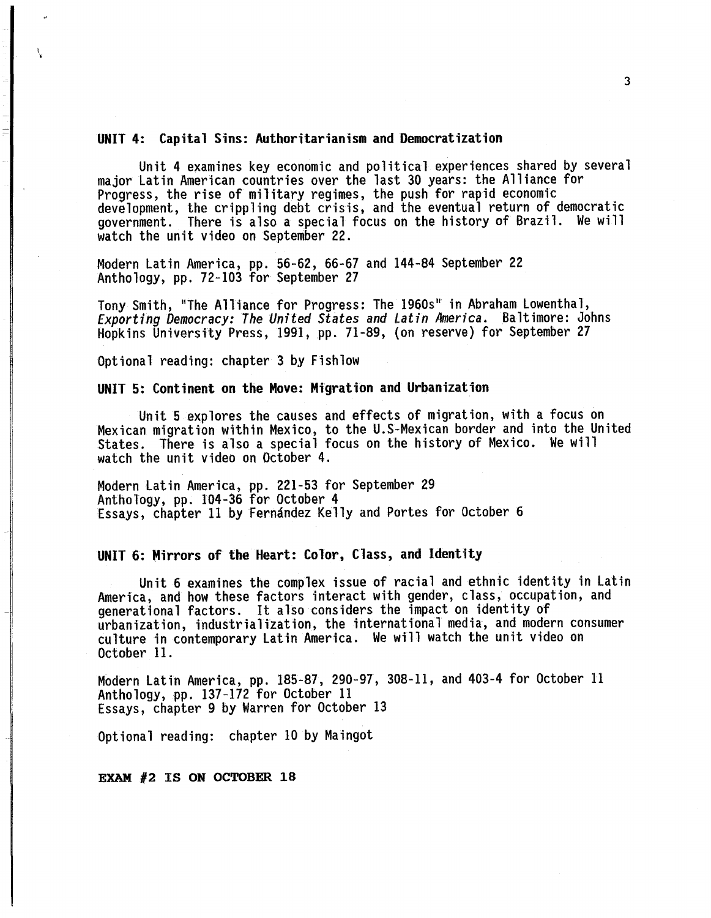## UNIT 4: Capital Sins: Authoritarianism and Democratization

Unit 4 examines key economic and political experiences shared by several major Latin American countries over the last 30 years: the Alliance for Progress, the rise of military regimes, the push for rapid economic development, the crippling debt crisis, and the eventual return of democratic government. There is also a special focus on the history of Brazil. We will watch the unit video on September 22.

Modern Latin America, pp. 56-62, 66-67 and 144-84 September 22
Anthology, pp. 72-103 for September 27

Tony Smith, "The Alliance for Progress: The 1960s" in Abraham Lowenthal, *Exporting Democracy: The United States and Latin America*. Baltimore: Johns Hopkins University Press, 1991, pp. 71-89, (on reserve) for September 27

Optional reading: chapter 3 by Fishlow

## UNIT 5: Continent on the Move: Migration and Urbanization

Unit 5 explores the causes and effects of migration, with a focus on Mexican migration within Mexico, to the U.S-Mexican border and into the United States. There is also a special focus on the history of Mexico. We will watch the unit video on October 4.

Modern Latin America, pp. 221-53 for September 29
Anthology, pp. 104-36 for October 4
Essays, chapter 11 by Fernández Kelly and Portes for October 6

## UNIT 6: Mirrors of the Heart: Color, Class, and Identity

Unit 6 examines the complex issue of racial and ethnic identity in Latin America, and how these factors interact with gender, class, occupation, and generational factors. It also considers the impact on identity of urbanization, industrialization, the international media, and modern consumer culture in contemporary Latin America. We will watch the unit video on October 11.

Modern Latin America, pp. 185-87, 290-97, 308-11, and 403-4 for October 11
Anthology, pp. 137-172 for October 11
Essays, chapter 9 by Warren for October 13

Optional reading: chapter 10 by Maingot

**EXAM #2 IS ON OCTOBER 18**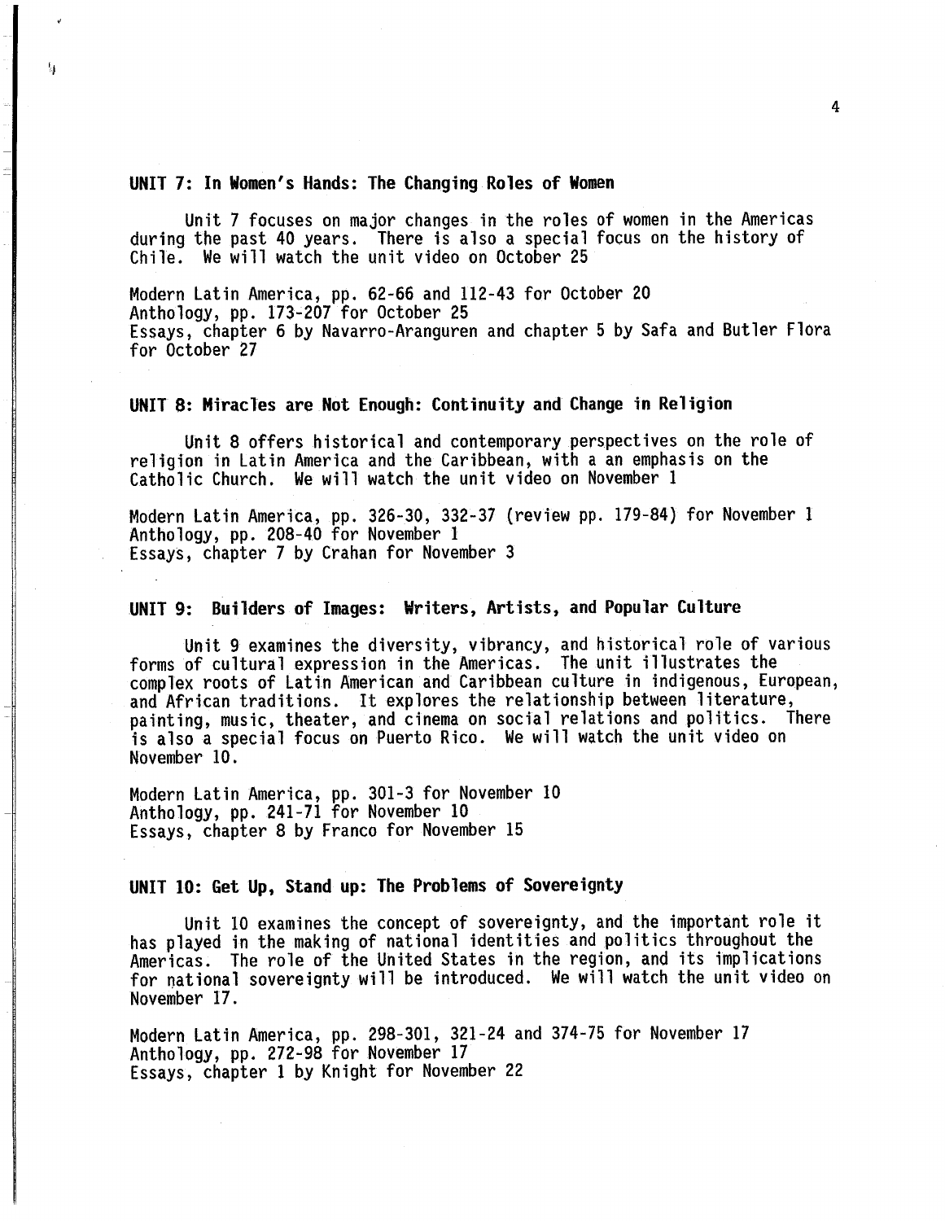## UNIT 7: In Women's Hands: The Changing Roles of Women

Unit 7 focuses on major changes in the roles of women in the Americas during the past 40 years. There is also a special focus on the history of Chile. We will watch the unit video on October 25

Modern Latin America, pp. 62-66 and 112-43 for October 20
Anthology, pp. 173-207 for October 25
Essays, chapter 6 by Navarro-Aranguren and chapter 5 by Safa and Butler Flora for October 27

## UNIT 8: Miracles are Not Enough: Continuity and Change in Religion

Unit 8 offers historical and contemporary perspectives on the role of religion in Latin America and the Caribbean, with a an emphasis on the Catholic Church. We will watch the unit video on November 1

Modern Latin America, pp. 326-30, 332-37 (review pp. 179-84) for November 1
Anthology, pp. 208-40 for November 1
Essays, chapter 7 by Crahan for November 3

## UNIT 9: Builders of Images: Writers, Artists, and Popular Culture

Unit 9 examines the diversity, vibrancy, and historical role of various forms of cultural expression in the Americas. The unit illustrates the complex roots of Latin American and Caribbean culture in indigenous, European, and African traditions. It explores the relationship between literature, painting, music, theater, and cinema on social relations and politics. There is also a special focus on Puerto Rico. We will watch the unit video on November 10.

Modern Latin America, pp. 301-3 for November 10
Anthology, pp. 241-71 for November 10
Essays, chapter 8 by Franco for November 15

## UNIT 10: Get Up, Stand up: The Problems of Sovereignty

Unit 10 examines the concept of sovereignty, and the important role it has played in the making of national identities and politics throughout the Americas. The role of the United States in the region, and its implications for national sovereignty will be introduced. We will watch the unit video on November 17.

Modern Latin America, pp. 298-301, 321-24 and 374-75 for November 17
Anthology, pp. 272-98 for November 17
Essays, chapter 1 by Knight for November 22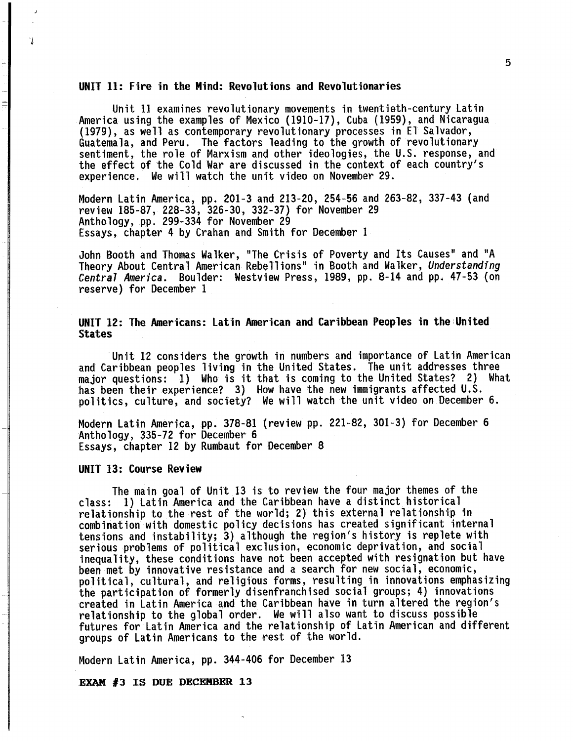## UNIT 11: Fire in the Mind: Revolutions and Revolutionaries

Unit 11 examines revolutionary movements in twentieth-century Latin America using the examples of Mexico (1910-17), Cuba (1959), and Nicaragua (1979), as well as contemporary revolutionary processes in El Salvador, Guatemala, and Peru. The factors leading to the growth of revolutionary sentiment, the role of Marxism and other ideologies, the U.S. response, and the effect of the Cold War are discussed in the context of each country's experience. We will watch the unit video on November 29.

Modern Latin America, pp. 201-3 and 213-20, 254-56 and 263-82, 337-43 (and review 185-87, 228-33, 326-30, 332-37) for November 29
Anthology, pp. 299-334 for November 29
Essays, chapter 4 by Crahan and Smith for December 1

John Booth and Thomas Walker, "The Crisis of Poverty and Its Causes" and "A Theory About Central American Rebellions" in Booth and Walker, *Understanding Central America*. Boulder: Westview Press, 1989, pp. 8-14 and pp. 47-53 (on reserve) for December 1

## UNIT 12: The Americans: Latin American and Caribbean Peoples in the United States

Unit 12 considers the growth in numbers and importance of Latin American and Caribbean peoples living in the United States. The unit addresses three major questions: 1) Who is it that is coming to the United States? 2) What has been their experience? 3) How have the new immigrants affected U.S. politics, culture, and society? We will watch the unit video on December 6.

Modern Latin America, pp. 378-81 (review pp. 221-82, 301-3) for December 6
Anthology, 335-72 for December 6
Essays, chapter 12 by Rumbaut for December 8

## UNIT 13: Course Review

The main goal of Unit 13 is to review the four major themes of the class: 1) Latin America and the Caribbean have a distinct historical relationship to the rest of the world; 2) this external relationship in combination with domestic policy decisions has created significant internal tensions and instability; 3) although the region's history is replete with serious problems of political exclusion, economic deprivation, and social inequality, these conditions have not been accepted with resignation but have been met by innovative resistance and a search for new social, economic, political, cultural, and religious forms, resulting in innovations emphasizing the participation of formerly disenfranchised social groups; 4) innovations created in Latin America and the Caribbean have in turn altered the region's relationship to the global order. We will also want to discuss possible futures for Latin America and the relationship of Latin American and different groups of Latin Americans to the rest of the world.

Modern Latin America, pp. 344-406 for December 13

**EXAM #3 IS DUE DECEMBER 13**